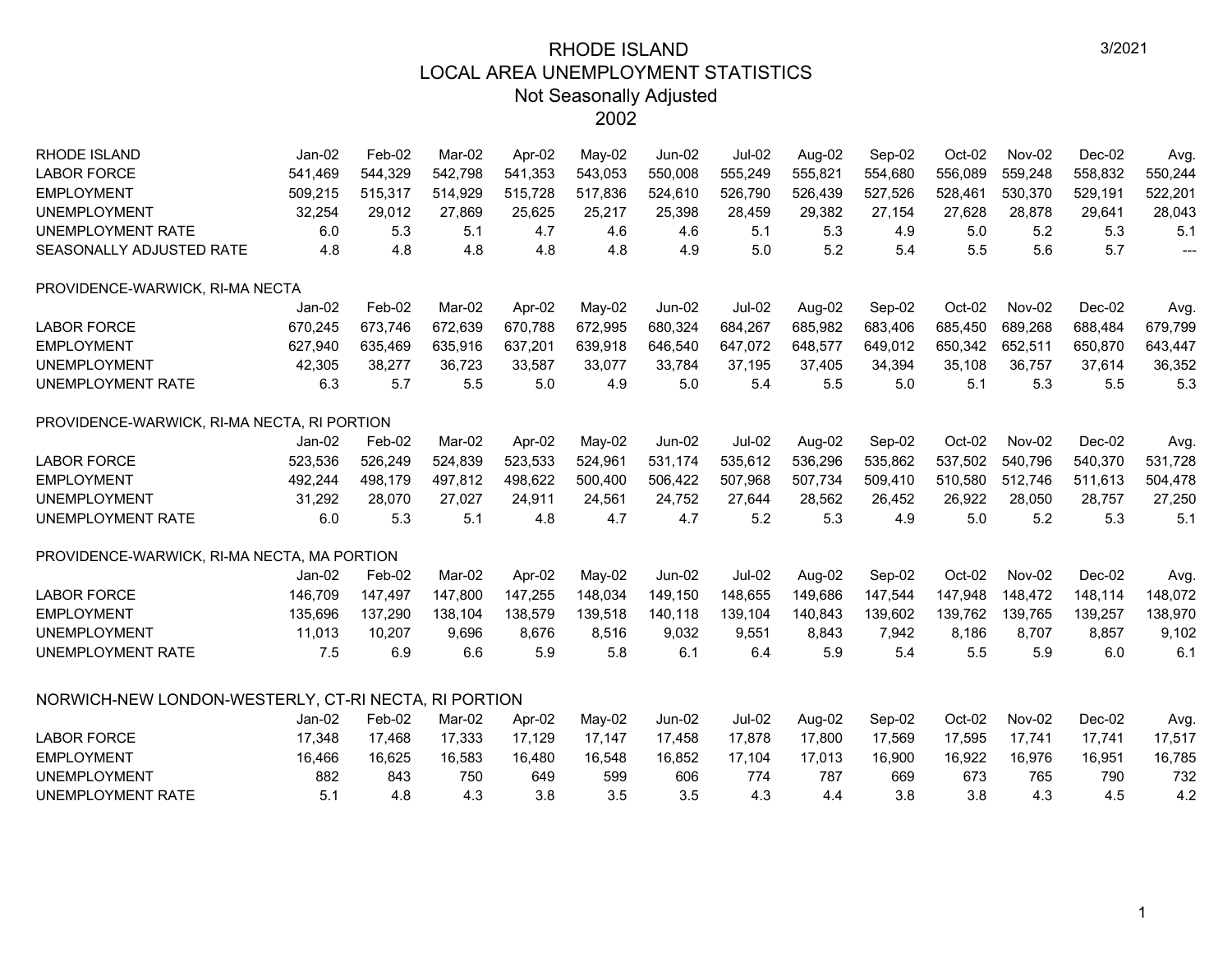# RHODE ISLAND
## LOCAL AREA UNEMPLOYMENT STATISTICS
### Not Seasonally Adjusted
### 2002

3/2021

| RHODE ISLAND | Jan-02 | Feb-02 | Mar-02 | Apr-02 | May-02 | Jun-02 | Jul-02 | Aug-02 | Sep-02 | Oct-02 | Nov-02 | Dec-02 | Avg. |
|---|---|---|---|---|---|---|---|---|---|---|---|---|---|
| LABOR FORCE | 541,469 | 544,329 | 542,798 | 541,353 | 543,053 | 550,008 | 555,249 | 555,821 | 554,680 | 556,089 | 559,248 | 558,832 | 550,244 |
| EMPLOYMENT | 509,215 | 515,317 | 514,929 | 515,728 | 517,836 | 524,610 | 526,790 | 526,439 | 527,526 | 528,461 | 530,370 | 529,191 | 522,201 |
| UNEMPLOYMENT | 32,254 | 29,012 | 27,869 | 25,625 | 25,217 | 25,398 | 28,459 | 29,382 | 27,154 | 27,628 | 28,878 | 29,641 | 28,043 |
| UNEMPLOYMENT RATE | 6.0 | 5.3 | 5.1 | 4.7 | 4.6 | 4.6 | 5.1 | 5.3 | 4.9 | 5.0 | 5.2 | 5.3 | 5.1 |
| SEASONALLY ADJUSTED RATE | 4.8 | 4.8 | 4.8 | 4.8 | 4.8 | 4.9 | 5.0 | 5.2 | 5.4 | 5.5 | 5.6 | 5.7 | --- |

PROVIDENCE-WARWICK, RI-MA NECTA

| | Jan-02 | Feb-02 | Mar-02 | Apr-02 | May-02 | Jun-02 | Jul-02 | Aug-02 | Sep-02 | Oct-02 | Nov-02 | Dec-02 | Avg. |
|---|---|---|---|---|---|---|---|---|---|---|---|---|---|
| LABOR FORCE | 670,245 | 673,746 | 672,639 | 670,788 | 672,995 | 680,324 | 684,267 | 685,982 | 683,406 | 685,450 | 689,268 | 688,484 | 679,799 |
| EMPLOYMENT | 627,940 | 635,469 | 635,916 | 637,201 | 639,918 | 646,540 | 647,072 | 648,577 | 649,012 | 650,342 | 652,511 | 650,870 | 643,447 |
| UNEMPLOYMENT | 42,305 | 38,277 | 36,723 | 33,587 | 33,077 | 33,784 | 37,195 | 37,405 | 34,394 | 35,108 | 36,757 | 37,614 | 36,352 |
| UNEMPLOYMENT RATE | 6.3 | 5.7 | 5.5 | 5.0 | 4.9 | 5.0 | 5.4 | 5.5 | 5.0 | 5.1 | 5.3 | 5.5 | 5.3 |

PROVIDENCE-WARWICK, RI-MA NECTA, RI PORTION

| | Jan-02 | Feb-02 | Mar-02 | Apr-02 | May-02 | Jun-02 | Jul-02 | Aug-02 | Sep-02 | Oct-02 | Nov-02 | Dec-02 | Avg. |
|---|---|---|---|---|---|---|---|---|---|---|---|---|---|
| LABOR FORCE | 523,536 | 526,249 | 524,839 | 523,533 | 524,961 | 531,174 | 535,612 | 536,296 | 535,862 | 537,502 | 540,796 | 540,370 | 531,728 |
| EMPLOYMENT | 492,244 | 498,179 | 497,812 | 498,622 | 500,400 | 506,422 | 507,968 | 507,734 | 509,410 | 510,580 | 512,746 | 511,613 | 504,478 |
| UNEMPLOYMENT | 31,292 | 28,070 | 27,027 | 24,911 | 24,561 | 24,752 | 27,644 | 28,562 | 26,452 | 26,922 | 28,050 | 28,757 | 27,250 |
| UNEMPLOYMENT RATE | 6.0 | 5.3 | 5.1 | 4.8 | 4.7 | 4.7 | 5.2 | 5.3 | 4.9 | 5.0 | 5.2 | 5.3 | 5.1 |

PROVIDENCE-WARWICK, RI-MA NECTA, MA PORTION

| | Jan-02 | Feb-02 | Mar-02 | Apr-02 | May-02 | Jun-02 | Jul-02 | Aug-02 | Sep-02 | Oct-02 | Nov-02 | Dec-02 | Avg. |
|---|---|---|---|---|---|---|---|---|---|---|---|---|---|
| LABOR FORCE | 146,709 | 147,497 | 147,800 | 147,255 | 148,034 | 149,150 | 148,655 | 149,686 | 147,544 | 147,948 | 148,472 | 148,114 | 148,072 |
| EMPLOYMENT | 135,696 | 137,290 | 138,104 | 138,579 | 139,518 | 140,118 | 139,104 | 140,843 | 139,602 | 139,762 | 139,765 | 139,257 | 138,970 |
| UNEMPLOYMENT | 11,013 | 10,207 | 9,696 | 8,676 | 8,516 | 9,032 | 9,551 | 8,843 | 7,942 | 8,186 | 8,707 | 8,857 | 9,102 |
| UNEMPLOYMENT RATE | 7.5 | 6.9 | 6.6 | 5.9 | 5.8 | 6.1 | 6.4 | 5.9 | 5.4 | 5.5 | 5.9 | 6.0 | 6.1 |

NORWICH-NEW LONDON-WESTERLY, CT-RI NECTA, RI PORTION

| | Jan-02 | Feb-02 | Mar-02 | Apr-02 | May-02 | Jun-02 | Jul-02 | Aug-02 | Sep-02 | Oct-02 | Nov-02 | Dec-02 | Avg. |
|---|---|---|---|---|---|---|---|---|---|---|---|---|---|
| LABOR FORCE | 17,348 | 17,468 | 17,333 | 17,129 | 17,147 | 17,458 | 17,878 | 17,800 | 17,569 | 17,595 | 17,741 | 17,741 | 17,517 |
| EMPLOYMENT | 16,466 | 16,625 | 16,583 | 16,480 | 16,548 | 16,852 | 17,104 | 17,013 | 16,900 | 16,922 | 16,976 | 16,951 | 16,785 |
| UNEMPLOYMENT | 882 | 843 | 750 | 649 | 599 | 606 | 774 | 787 | 669 | 673 | 765 | 790 | 732 |
| UNEMPLOYMENT RATE | 5.1 | 4.8 | 4.3 | 3.8 | 3.5 | 3.5 | 4.3 | 4.4 | 3.8 | 3.8 | 4.3 | 4.5 | 4.2 |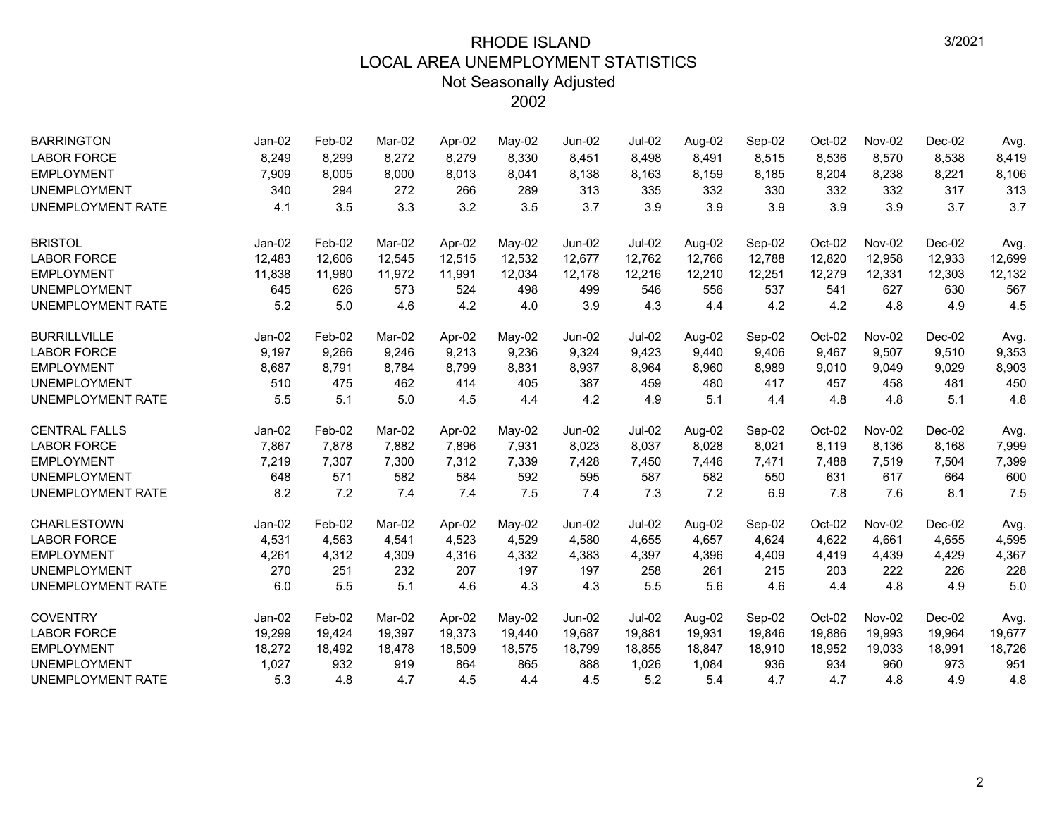# RHODE ISLAND
## LOCAL AREA UNEMPLOYMENT STATISTICS
### Not Seasonally Adjusted
### 2002

| BARRINGTON | Jan-02 | Feb-02 | Mar-02 | Apr-02 | May-02 | Jun-02 | Jul-02 | Aug-02 | Sep-02 | Oct-02 | Nov-02 | Dec-02 | Avg. |
|---|---|---|---|---|---|---|---|---|---|---|---|---|---|
| LABOR FORCE | 8,249 | 8,299 | 8,272 | 8,279 | 8,330 | 8,451 | 8,498 | 8,491 | 8,515 | 8,536 | 8,570 | 8,538 | 8,419 |
| EMPLOYMENT | 7,909 | 8,005 | 8,000 | 8,013 | 8,041 | 8,138 | 8,163 | 8,159 | 8,185 | 8,204 | 8,238 | 8,221 | 8,106 |
| UNEMPLOYMENT | 340 | 294 | 272 | 266 | 289 | 313 | 335 | 332 | 330 | 332 | 332 | 317 | 313 |
| UNEMPLOYMENT RATE | 4.1 | 3.5 | 3.3 | 3.2 | 3.5 | 3.7 | 3.9 | 3.9 | 3.9 | 3.9 | 3.9 | 3.7 | 3.7 |

| BRISTOL | Jan-02 | Feb-02 | Mar-02 | Apr-02 | May-02 | Jun-02 | Jul-02 | Aug-02 | Sep-02 | Oct-02 | Nov-02 | Dec-02 | Avg. |
|---|---|---|---|---|---|---|---|---|---|---|---|---|---|
| LABOR FORCE | 12,483 | 12,606 | 12,545 | 12,515 | 12,532 | 12,677 | 12,762 | 12,766 | 12,788 | 12,820 | 12,958 | 12,933 | 12,699 |
| EMPLOYMENT | 11,838 | 11,980 | 11,972 | 11,991 | 12,034 | 12,178 | 12,216 | 12,210 | 12,251 | 12,279 | 12,331 | 12,303 | 12,132 |
| UNEMPLOYMENT | 645 | 626 | 573 | 524 | 498 | 499 | 546 | 556 | 537 | 541 | 627 | 630 | 567 |
| UNEMPLOYMENT RATE | 5.2 | 5.0 | 4.6 | 4.2 | 4.0 | 3.9 | 4.3 | 4.4 | 4.2 | 4.2 | 4.8 | 4.9 | 4.5 |

| BURRILLVILLE | Jan-02 | Feb-02 | Mar-02 | Apr-02 | May-02 | Jun-02 | Jul-02 | Aug-02 | Sep-02 | Oct-02 | Nov-02 | Dec-02 | Avg. |
|---|---|---|---|---|---|---|---|---|---|---|---|---|---|
| LABOR FORCE | 9,197 | 9,266 | 9,246 | 9,213 | 9,236 | 9,324 | 9,423 | 9,440 | 9,406 | 9,467 | 9,507 | 9,510 | 9,353 |
| EMPLOYMENT | 8,687 | 8,791 | 8,784 | 8,799 | 8,831 | 8,937 | 8,964 | 8,960 | 8,989 | 9,010 | 9,049 | 9,029 | 8,903 |
| UNEMPLOYMENT | 510 | 475 | 462 | 414 | 405 | 387 | 459 | 480 | 417 | 457 | 458 | 481 | 450 |
| UNEMPLOYMENT RATE | 5.5 | 5.1 | 5.0 | 4.5 | 4.4 | 4.2 | 4.9 | 5.1 | 4.4 | 4.8 | 4.8 | 5.1 | 4.8 |

| CENTRAL FALLS | Jan-02 | Feb-02 | Mar-02 | Apr-02 | May-02 | Jun-02 | Jul-02 | Aug-02 | Sep-02 | Oct-02 | Nov-02 | Dec-02 | Avg. |
|---|---|---|---|---|---|---|---|---|---|---|---|---|---|
| LABOR FORCE | 7,867 | 7,878 | 7,882 | 7,896 | 7,931 | 8,023 | 8,037 | 8,028 | 8,021 | 8,119 | 8,136 | 8,168 | 7,999 |
| EMPLOYMENT | 7,219 | 7,307 | 7,300 | 7,312 | 7,339 | 7,428 | 7,450 | 7,446 | 7,471 | 7,488 | 7,519 | 7,504 | 7,399 |
| UNEMPLOYMENT | 648 | 571 | 582 | 584 | 592 | 595 | 587 | 582 | 550 | 631 | 617 | 664 | 600 |
| UNEMPLOYMENT RATE | 8.2 | 7.2 | 7.4 | 7.4 | 7.5 | 7.4 | 7.3 | 7.2 | 6.9 | 7.8 | 7.6 | 8.1 | 7.5 |

| CHARLESTOWN | Jan-02 | Feb-02 | Mar-02 | Apr-02 | May-02 | Jun-02 | Jul-02 | Aug-02 | Sep-02 | Oct-02 | Nov-02 | Dec-02 | Avg. |
|---|---|---|---|---|---|---|---|---|---|---|---|---|---|
| LABOR FORCE | 4,531 | 4,563 | 4,541 | 4,523 | 4,529 | 4,580 | 4,655 | 4,657 | 4,624 | 4,622 | 4,661 | 4,655 | 4,595 |
| EMPLOYMENT | 4,261 | 4,312 | 4,309 | 4,316 | 4,332 | 4,383 | 4,397 | 4,396 | 4,409 | 4,419 | 4,439 | 4,429 | 4,367 |
| UNEMPLOYMENT | 270 | 251 | 232 | 207 | 197 | 197 | 258 | 261 | 215 | 203 | 222 | 226 | 228 |
| UNEMPLOYMENT RATE | 6.0 | 5.5 | 5.1 | 4.6 | 4.3 | 4.3 | 5.5 | 5.6 | 4.6 | 4.4 | 4.8 | 4.9 | 5.0 |

| COVENTRY | Jan-02 | Feb-02 | Mar-02 | Apr-02 | May-02 | Jun-02 | Jul-02 | Aug-02 | Sep-02 | Oct-02 | Nov-02 | Dec-02 | Avg. |
|---|---|---|---|---|---|---|---|---|---|---|---|---|---|
| LABOR FORCE | 19,299 | 19,424 | 19,397 | 19,373 | 19,440 | 19,687 | 19,881 | 19,931 | 19,846 | 19,886 | 19,993 | 19,964 | 19,677 |
| EMPLOYMENT | 18,272 | 18,492 | 18,478 | 18,509 | 18,575 | 18,799 | 18,855 | 18,847 | 18,910 | 18,952 | 19,033 | 18,991 | 18,726 |
| UNEMPLOYMENT | 1,027 | 932 | 919 | 864 | 865 | 888 | 1,026 | 1,084 | 936 | 934 | 960 | 973 | 951 |
| UNEMPLOYMENT RATE | 5.3 | 4.8 | 4.7 | 4.5 | 4.4 | 4.5 | 5.2 | 5.4 | 4.7 | 4.7 | 4.8 | 4.9 | 4.8 |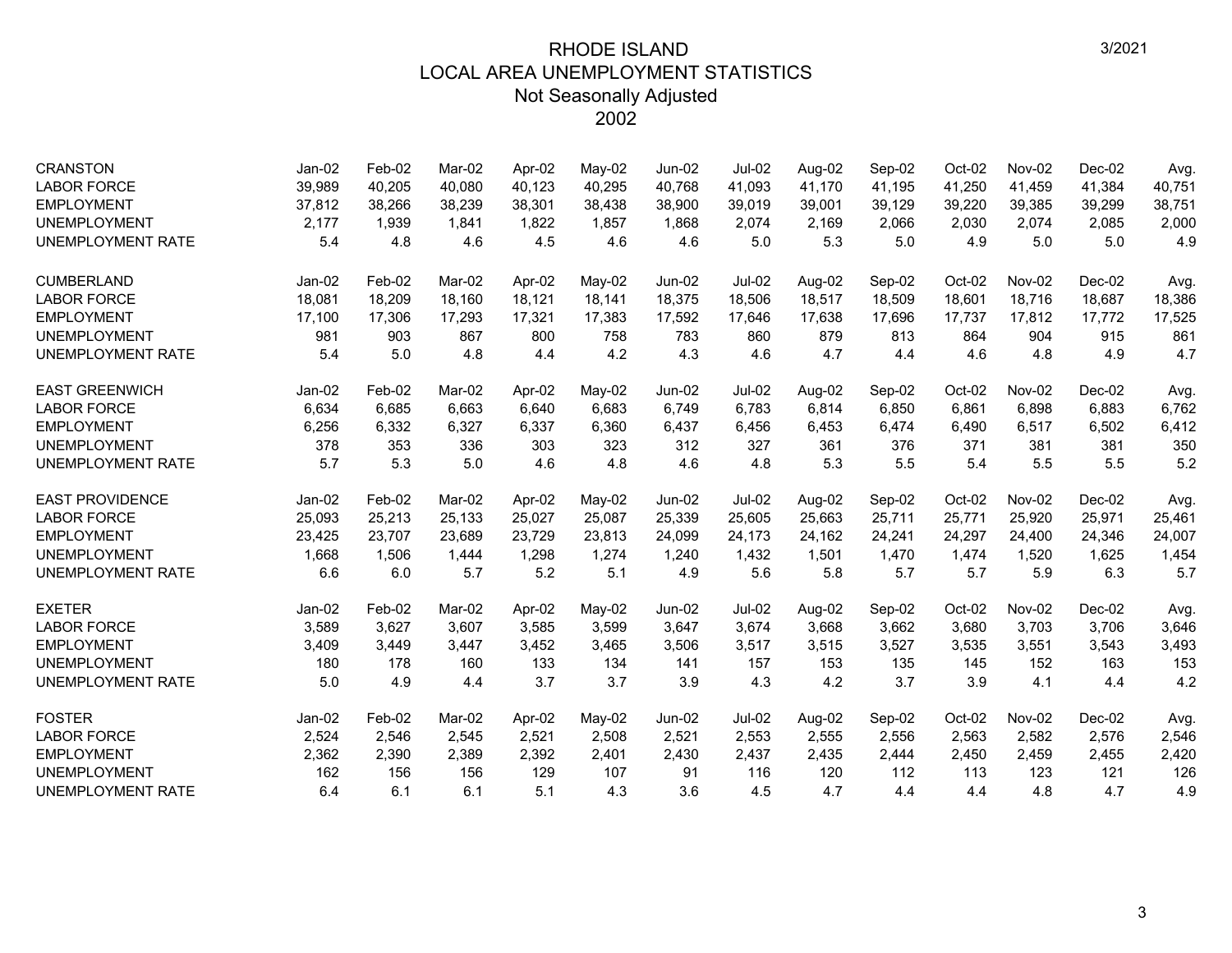# RHODE ISLAND
## LOCAL AREA UNEMPLOYMENT STATISTICS
### Not Seasonally Adjusted
### 2002

3/2021

| CRANSTON | Jan-02 | Feb-02 | Mar-02 | Apr-02 | May-02 | Jun-02 | Jul-02 | Aug-02 | Sep-02 | Oct-02 | Nov-02 | Dec-02 | Avg. |
|---|---|---|---|---|---|---|---|---|---|---|---|---|---|
| LABOR FORCE | 39,989 | 40,205 | 40,080 | 40,123 | 40,295 | 40,768 | 41,093 | 41,170 | 41,195 | 41,250 | 41,459 | 41,384 | 40,751 |
| EMPLOYMENT | 37,812 | 38,266 | 38,239 | 38,301 | 38,438 | 38,900 | 39,019 | 39,001 | 39,129 | 39,220 | 39,385 | 39,299 | 38,751 |
| UNEMPLOYMENT | 2,177 | 1,939 | 1,841 | 1,822 | 1,857 | 1,868 | 2,074 | 2,169 | 2,066 | 2,030 | 2,074 | 2,085 | 2,000 |
| UNEMPLOYMENT RATE | 5.4 | 4.8 | 4.6 | 4.5 | 4.6 | 4.6 | 5.0 | 5.3 | 5.0 | 4.9 | 5.0 | 5.0 | 4.9 |

| CUMBERLAND | Jan-02 | Feb-02 | Mar-02 | Apr-02 | May-02 | Jun-02 | Jul-02 | Aug-02 | Sep-02 | Oct-02 | Nov-02 | Dec-02 | Avg. |
|---|---|---|---|---|---|---|---|---|---|---|---|---|---|
| LABOR FORCE | 18,081 | 18,209 | 18,160 | 18,121 | 18,141 | 18,375 | 18,506 | 18,517 | 18,509 | 18,601 | 18,716 | 18,687 | 18,386 |
| EMPLOYMENT | 17,100 | 17,306 | 17,293 | 17,321 | 17,383 | 17,592 | 17,646 | 17,638 | 17,696 | 17,737 | 17,812 | 17,772 | 17,525 |
| UNEMPLOYMENT | 981 | 903 | 867 | 800 | 758 | 783 | 860 | 879 | 813 | 864 | 904 | 915 | 861 |
| UNEMPLOYMENT RATE | 5.4 | 5.0 | 4.8 | 4.4 | 4.2 | 4.3 | 4.6 | 4.7 | 4.4 | 4.6 | 4.8 | 4.9 | 4.7 |

| EAST GREENWICH | Jan-02 | Feb-02 | Mar-02 | Apr-02 | May-02 | Jun-02 | Jul-02 | Aug-02 | Sep-02 | Oct-02 | Nov-02 | Dec-02 | Avg. |
|---|---|---|---|---|---|---|---|---|---|---|---|---|---|
| LABOR FORCE | 6,634 | 6,685 | 6,663 | 6,640 | 6,683 | 6,749 | 6,783 | 6,814 | 6,850 | 6,861 | 6,898 | 6,883 | 6,762 |
| EMPLOYMENT | 6,256 | 6,332 | 6,327 | 6,337 | 6,360 | 6,437 | 6,456 | 6,453 | 6,474 | 6,490 | 6,517 | 6,502 | 6,412 |
| UNEMPLOYMENT | 378 | 353 | 336 | 303 | 323 | 312 | 327 | 361 | 376 | 371 | 381 | 381 | 350 |
| UNEMPLOYMENT RATE | 5.7 | 5.3 | 5.0 | 4.6 | 4.8 | 4.6 | 4.8 | 5.3 | 5.5 | 5.4 | 5.5 | 5.5 | 5.2 |

| EAST PROVIDENCE | Jan-02 | Feb-02 | Mar-02 | Apr-02 | May-02 | Jun-02 | Jul-02 | Aug-02 | Sep-02 | Oct-02 | Nov-02 | Dec-02 | Avg. |
|---|---|---|---|---|---|---|---|---|---|---|---|---|---|
| LABOR FORCE | 25,093 | 25,213 | 25,133 | 25,027 | 25,087 | 25,339 | 25,605 | 25,663 | 25,711 | 25,771 | 25,920 | 25,971 | 25,461 |
| EMPLOYMENT | 23,425 | 23,707 | 23,689 | 23,729 | 23,813 | 24,099 | 24,173 | 24,162 | 24,241 | 24,297 | 24,400 | 24,346 | 24,007 |
| UNEMPLOYMENT | 1,668 | 1,506 | 1,444 | 1,298 | 1,274 | 1,240 | 1,432 | 1,501 | 1,470 | 1,474 | 1,520 | 1,625 | 1,454 |
| UNEMPLOYMENT RATE | 6.6 | 6.0 | 5.7 | 5.2 | 5.1 | 4.9 | 5.6 | 5.8 | 5.7 | 5.7 | 5.9 | 6.3 | 5.7 |

| EXETER | Jan-02 | Feb-02 | Mar-02 | Apr-02 | May-02 | Jun-02 | Jul-02 | Aug-02 | Sep-02 | Oct-02 | Nov-02 | Dec-02 | Avg. |
|---|---|---|---|---|---|---|---|---|---|---|---|---|---|
| LABOR FORCE | 3,589 | 3,627 | 3,607 | 3,585 | 3,599 | 3,647 | 3,674 | 3,668 | 3,662 | 3,680 | 3,703 | 3,706 | 3,646 |
| EMPLOYMENT | 3,409 | 3,449 | 3,447 | 3,452 | 3,465 | 3,506 | 3,517 | 3,515 | 3,527 | 3,535 | 3,551 | 3,543 | 3,493 |
| UNEMPLOYMENT | 180 | 178 | 160 | 133 | 134 | 141 | 157 | 153 | 135 | 145 | 152 | 163 | 153 |
| UNEMPLOYMENT RATE | 5.0 | 4.9 | 4.4 | 3.7 | 3.7 | 3.9 | 4.3 | 4.2 | 3.7 | 3.9 | 4.1 | 4.4 | 4.2 |

| FOSTER | Jan-02 | Feb-02 | Mar-02 | Apr-02 | May-02 | Jun-02 | Jul-02 | Aug-02 | Sep-02 | Oct-02 | Nov-02 | Dec-02 | Avg. |
|---|---|---|---|---|---|---|---|---|---|---|---|---|---|
| LABOR FORCE | 2,524 | 2,546 | 2,545 | 2,521 | 2,508 | 2,521 | 2,553 | 2,555 | 2,556 | 2,563 | 2,582 | 2,576 | 2,546 |
| EMPLOYMENT | 2,362 | 2,390 | 2,389 | 2,392 | 2,401 | 2,430 | 2,437 | 2,435 | 2,444 | 2,450 | 2,459 | 2,455 | 2,420 |
| UNEMPLOYMENT | 162 | 156 | 156 | 129 | 107 | 91 | 116 | 120 | 112 | 113 | 123 | 121 | 126 |
| UNEMPLOYMENT RATE | 6.4 | 6.1 | 6.1 | 5.1 | 4.3 | 3.6 | 4.5 | 4.7 | 4.4 | 4.4 | 4.8 | 4.7 | 4.9 |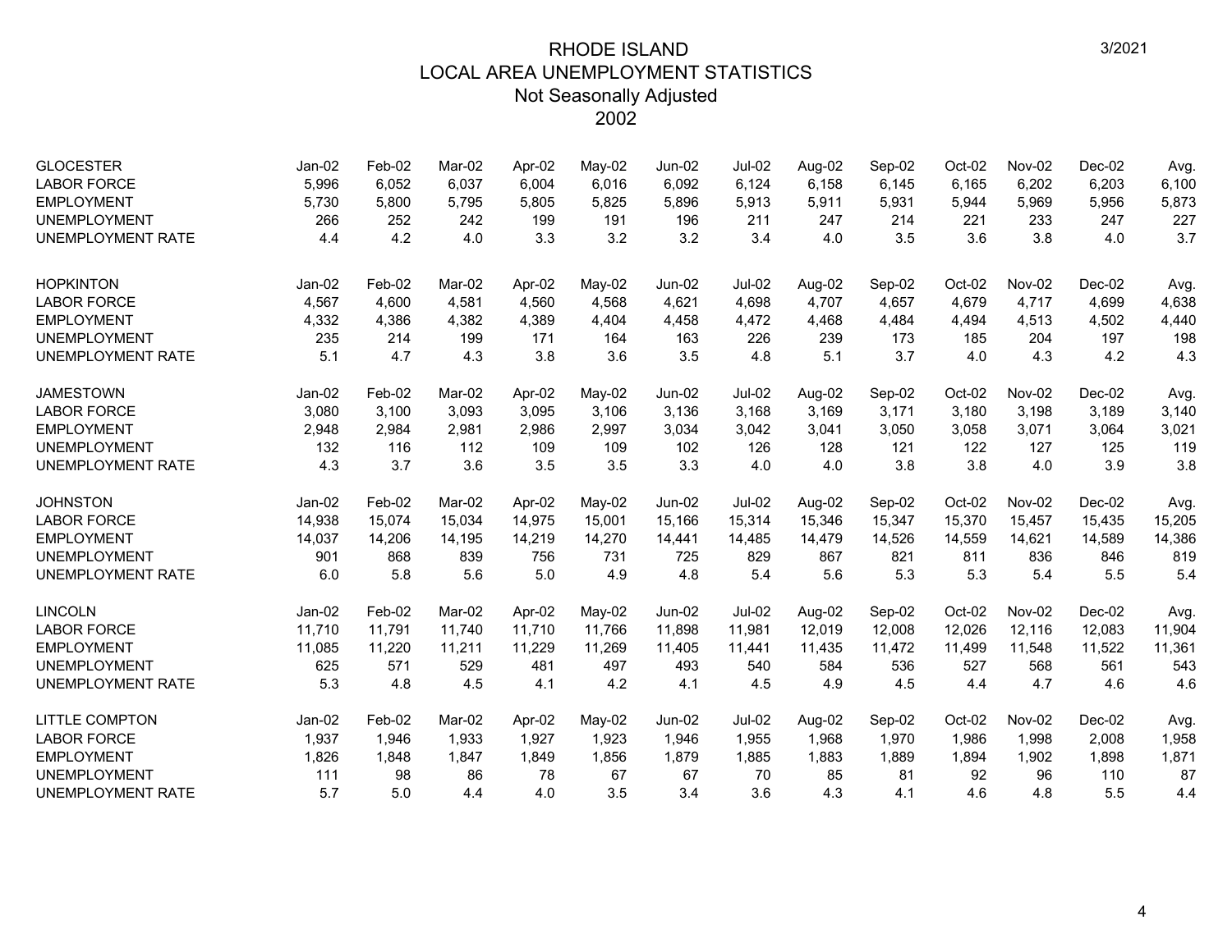# RHODE ISLAND
## LOCAL AREA UNEMPLOYMENT STATISTICS
### Not Seasonally Adjusted
### 2002

3/2021

| GLOCESTER | Jan-02 | Feb-02 | Mar-02 | Apr-02 | May-02 | Jun-02 | Jul-02 | Aug-02 | Sep-02 | Oct-02 | Nov-02 | Dec-02 | Avg. |
|---|---|---|---|---|---|---|---|---|---|---|---|---|---|
| LABOR FORCE | 5,996 | 6,052 | 6,037 | 6,004 | 6,016 | 6,092 | 6,124 | 6,158 | 6,145 | 6,165 | 6,202 | 6,203 | 6,100 |
| EMPLOYMENT | 5,730 | 5,800 | 5,795 | 5,805 | 5,825 | 5,896 | 5,913 | 5,911 | 5,931 | 5,944 | 5,969 | 5,956 | 5,873 |
| UNEMPLOYMENT | 266 | 252 | 242 | 199 | 191 | 196 | 211 | 247 | 214 | 221 | 233 | 247 | 227 |
| UNEMPLOYMENT RATE | 4.4 | 4.2 | 4.0 | 3.3 | 3.2 | 3.2 | 3.4 | 4.0 | 3.5 | 3.6 | 3.8 | 4.0 | 3.7 |

| HOPKINTON | Jan-02 | Feb-02 | Mar-02 | Apr-02 | May-02 | Jun-02 | Jul-02 | Aug-02 | Sep-02 | Oct-02 | Nov-02 | Dec-02 | Avg. |
|---|---|---|---|---|---|---|---|---|---|---|---|---|---|
| LABOR FORCE | 4,567 | 4,600 | 4,581 | 4,560 | 4,568 | 4,621 | 4,698 | 4,707 | 4,657 | 4,679 | 4,717 | 4,699 | 4,638 |
| EMPLOYMENT | 4,332 | 4,386 | 4,382 | 4,389 | 4,404 | 4,458 | 4,472 | 4,468 | 4,484 | 4,494 | 4,513 | 4,502 | 4,440 |
| UNEMPLOYMENT | 235 | 214 | 199 | 171 | 164 | 163 | 226 | 239 | 173 | 185 | 204 | 197 | 198 |
| UNEMPLOYMENT RATE | 5.1 | 4.7 | 4.3 | 3.8 | 3.6 | 3.5 | 4.8 | 5.1 | 3.7 | 4.0 | 4.3 | 4.2 | 4.3 |

| JAMESTOWN | Jan-02 | Feb-02 | Mar-02 | Apr-02 | May-02 | Jun-02 | Jul-02 | Aug-02 | Sep-02 | Oct-02 | Nov-02 | Dec-02 | Avg. |
|---|---|---|---|---|---|---|---|---|---|---|---|---|---|
| LABOR FORCE | 3,080 | 3,100 | 3,093 | 3,095 | 3,106 | 3,136 | 3,168 | 3,169 | 3,171 | 3,180 | 3,198 | 3,189 | 3,140 |
| EMPLOYMENT | 2,948 | 2,984 | 2,981 | 2,986 | 2,997 | 3,034 | 3,042 | 3,041 | 3,050 | 3,058 | 3,071 | 3,064 | 3,021 |
| UNEMPLOYMENT | 132 | 116 | 112 | 109 | 109 | 102 | 126 | 128 | 121 | 122 | 127 | 125 | 119 |
| UNEMPLOYMENT RATE | 4.3 | 3.7 | 3.6 | 3.5 | 3.5 | 3.3 | 4.0 | 4.0 | 3.8 | 3.8 | 4.0 | 3.9 | 3.8 |

| JOHNSTON | Jan-02 | Feb-02 | Mar-02 | Apr-02 | May-02 | Jun-02 | Jul-02 | Aug-02 | Sep-02 | Oct-02 | Nov-02 | Dec-02 | Avg. |
|---|---|---|---|---|---|---|---|---|---|---|---|---|---|
| LABOR FORCE | 14,938 | 15,074 | 15,034 | 14,975 | 15,001 | 15,166 | 15,314 | 15,346 | 15,347 | 15,370 | 15,457 | 15,435 | 15,205 |
| EMPLOYMENT | 14,037 | 14,206 | 14,195 | 14,219 | 14,270 | 14,441 | 14,485 | 14,479 | 14,526 | 14,559 | 14,621 | 14,589 | 14,386 |
| UNEMPLOYMENT | 901 | 868 | 839 | 756 | 731 | 725 | 829 | 867 | 821 | 811 | 836 | 846 | 819 |
| UNEMPLOYMENT RATE | 6.0 | 5.8 | 5.6 | 5.0 | 4.9 | 4.8 | 5.4 | 5.6 | 5.3 | 5.3 | 5.4 | 5.5 | 5.4 |

| LINCOLN | Jan-02 | Feb-02 | Mar-02 | Apr-02 | May-02 | Jun-02 | Jul-02 | Aug-02 | Sep-02 | Oct-02 | Nov-02 | Dec-02 | Avg. |
|---|---|---|---|---|---|---|---|---|---|---|---|---|---|
| LABOR FORCE | 11,710 | 11,791 | 11,740 | 11,710 | 11,766 | 11,898 | 11,981 | 12,019 | 12,008 | 12,026 | 12,116 | 12,083 | 11,904 |
| EMPLOYMENT | 11,085 | 11,220 | 11,211 | 11,229 | 11,269 | 11,405 | 11,441 | 11,435 | 11,472 | 11,499 | 11,548 | 11,522 | 11,361 |
| UNEMPLOYMENT | 625 | 571 | 529 | 481 | 497 | 493 | 540 | 584 | 536 | 527 | 568 | 561 | 543 |
| UNEMPLOYMENT RATE | 5.3 | 4.8 | 4.5 | 4.1 | 4.2 | 4.1 | 4.5 | 4.9 | 4.5 | 4.4 | 4.7 | 4.6 | 4.6 |

| LITTLE COMPTON | Jan-02 | Feb-02 | Mar-02 | Apr-02 | May-02 | Jun-02 | Jul-02 | Aug-02 | Sep-02 | Oct-02 | Nov-02 | Dec-02 | Avg. |
|---|---|---|---|---|---|---|---|---|---|---|---|---|---|
| LABOR FORCE | 1,937 | 1,946 | 1,933 | 1,927 | 1,923 | 1,946 | 1,955 | 1,968 | 1,970 | 1,986 | 1,998 | 2,008 | 1,958 |
| EMPLOYMENT | 1,826 | 1,848 | 1,847 | 1,849 | 1,856 | 1,879 | 1,885 | 1,883 | 1,889 | 1,894 | 1,902 | 1,898 | 1,871 |
| UNEMPLOYMENT | 111 | 98 | 86 | 78 | 67 | 67 | 70 | 85 | 81 | 92 | 96 | 110 | 87 |
| UNEMPLOYMENT RATE | 5.7 | 5.0 | 4.4 | 4.0 | 3.5 | 3.4 | 3.6 | 4.3 | 4.1 | 4.6 | 4.8 | 5.5 | 4.4 |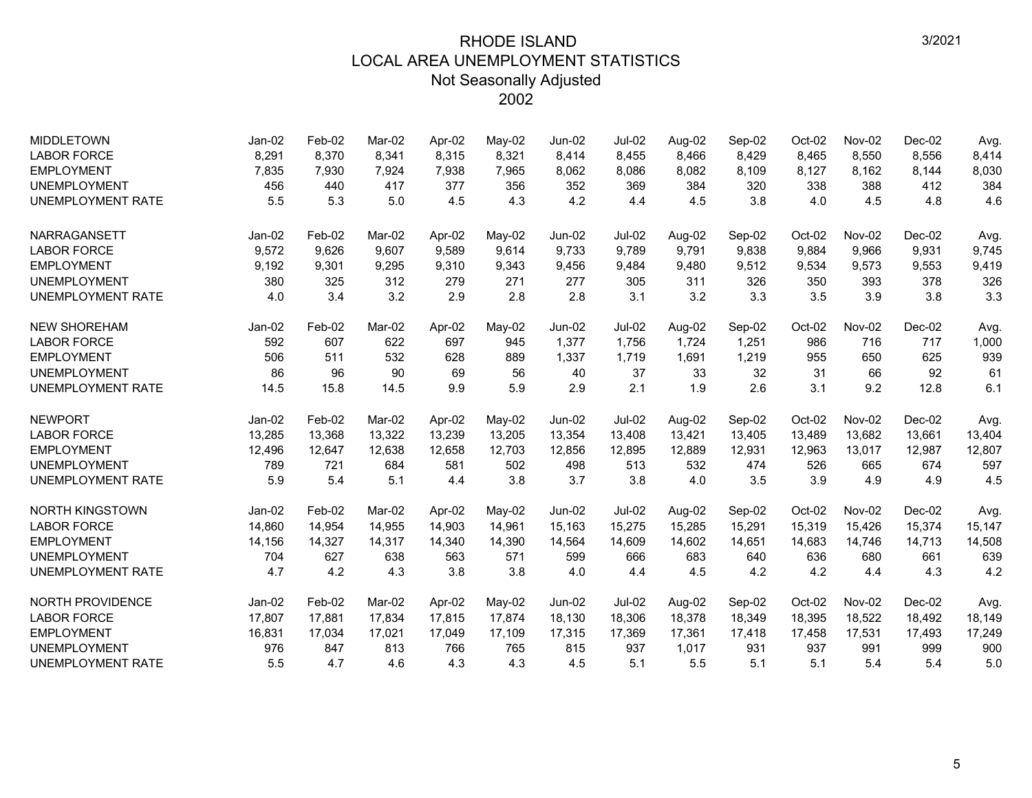# RHODE ISLAND
## LOCAL AREA UNEMPLOYMENT STATISTICS
### Not Seasonally Adjusted
### 2002

3/2021

| MIDDLETOWN | Jan-02 | Feb-02 | Mar-02 | Apr-02 | May-02 | Jun-02 | Jul-02 | Aug-02 | Sep-02 | Oct-02 | Nov-02 | Dec-02 | Avg. |
|---|---|---|---|---|---|---|---|---|---|---|---|---|---|
| LABOR FORCE | 8,291 | 8,370 | 8,341 | 8,315 | 8,321 | 8,414 | 8,455 | 8,466 | 8,429 | 8,465 | 8,550 | 8,556 | 8,414 |
| EMPLOYMENT | 7,835 | 7,930 | 7,924 | 7,938 | 7,965 | 8,062 | 8,086 | 8,082 | 8,109 | 8,127 | 8,162 | 8,144 | 8,030 |
| UNEMPLOYMENT | 456 | 440 | 417 | 377 | 356 | 352 | 369 | 384 | 320 | 338 | 388 | 412 | 384 |
| UNEMPLOYMENT RATE | 5.5 | 5.3 | 5.0 | 4.5 | 4.3 | 4.2 | 4.4 | 4.5 | 3.8 | 4.0 | 4.5 | 4.8 | 4.6 |

| NARRAGANSETT | Jan-02 | Feb-02 | Mar-02 | Apr-02 | May-02 | Jun-02 | Jul-02 | Aug-02 | Sep-02 | Oct-02 | Nov-02 | Dec-02 | Avg. |
|---|---|---|---|---|---|---|---|---|---|---|---|---|---|
| LABOR FORCE | 9,572 | 9,626 | 9,607 | 9,589 | 9,614 | 9,733 | 9,789 | 9,791 | 9,838 | 9,884 | 9,966 | 9,931 | 9,745 |
| EMPLOYMENT | 9,192 | 9,301 | 9,295 | 9,310 | 9,343 | 9,456 | 9,484 | 9,480 | 9,512 | 9,534 | 9,573 | 9,553 | 9,419 |
| UNEMPLOYMENT | 380 | 325 | 312 | 279 | 271 | 277 | 305 | 311 | 326 | 350 | 393 | 378 | 326 |
| UNEMPLOYMENT RATE | 4.0 | 3.4 | 3.2 | 2.9 | 2.8 | 2.8 | 3.1 | 3.2 | 3.3 | 3.5 | 3.9 | 3.8 | 3.3 |

| NEW SHOREHAM | Jan-02 | Feb-02 | Mar-02 | Apr-02 | May-02 | Jun-02 | Jul-02 | Aug-02 | Sep-02 | Oct-02 | Nov-02 | Dec-02 | Avg. |
|---|---|---|---|---|---|---|---|---|---|---|---|---|---|
| LABOR FORCE | 592 | 607 | 622 | 697 | 945 | 1,377 | 1,756 | 1,724 | 1,251 | 986 | 716 | 717 | 1,000 |
| EMPLOYMENT | 506 | 511 | 532 | 628 | 889 | 1,337 | 1,719 | 1,691 | 1,219 | 955 | 650 | 625 | 939 |
| UNEMPLOYMENT | 86 | 96 | 90 | 69 | 56 | 40 | 37 | 33 | 32 | 31 | 66 | 92 | 61 |
| UNEMPLOYMENT RATE | 14.5 | 15.8 | 14.5 | 9.9 | 5.9 | 2.9 | 2.1 | 1.9 | 2.6 | 3.1 | 9.2 | 12.8 | 6.1 |

| NEWPORT | Jan-02 | Feb-02 | Mar-02 | Apr-02 | May-02 | Jun-02 | Jul-02 | Aug-02 | Sep-02 | Oct-02 | Nov-02 | Dec-02 | Avg. |
|---|---|---|---|---|---|---|---|---|---|---|---|---|---|
| LABOR FORCE | 13,285 | 13,368 | 13,322 | 13,239 | 13,205 | 13,354 | 13,408 | 13,421 | 13,405 | 13,489 | 13,682 | 13,661 | 13,404 |
| EMPLOYMENT | 12,496 | 12,647 | 12,638 | 12,658 | 12,703 | 12,856 | 12,895 | 12,889 | 12,931 | 12,963 | 13,017 | 12,987 | 12,807 |
| UNEMPLOYMENT | 789 | 721 | 684 | 581 | 502 | 498 | 513 | 532 | 474 | 526 | 665 | 674 | 597 |
| UNEMPLOYMENT RATE | 5.9 | 5.4 | 5.1 | 4.4 | 3.8 | 3.7 | 3.8 | 4.0 | 3.5 | 3.9 | 4.9 | 4.9 | 4.5 |

| NORTH KINGSTOWN | Jan-02 | Feb-02 | Mar-02 | Apr-02 | May-02 | Jun-02 | Jul-02 | Aug-02 | Sep-02 | Oct-02 | Nov-02 | Dec-02 | Avg. |
|---|---|---|---|---|---|---|---|---|---|---|---|---|---|
| LABOR FORCE | 14,860 | 14,954 | 14,955 | 14,903 | 14,961 | 15,163 | 15,275 | 15,285 | 15,291 | 15,319 | 15,426 | 15,374 | 15,147 |
| EMPLOYMENT | 14,156 | 14,327 | 14,317 | 14,340 | 14,390 | 14,564 | 14,609 | 14,602 | 14,651 | 14,683 | 14,746 | 14,713 | 14,508 |
| UNEMPLOYMENT | 704 | 627 | 638 | 563 | 571 | 599 | 666 | 683 | 640 | 636 | 680 | 661 | 639 |
| UNEMPLOYMENT RATE | 4.7 | 4.2 | 4.3 | 3.8 | 3.8 | 4.0 | 4.4 | 4.5 | 4.2 | 4.2 | 4.4 | 4.3 | 4.2 |

| NORTH PROVIDENCE | Jan-02 | Feb-02 | Mar-02 | Apr-02 | May-02 | Jun-02 | Jul-02 | Aug-02 | Sep-02 | Oct-02 | Nov-02 | Dec-02 | Avg. |
|---|---|---|---|---|---|---|---|---|---|---|---|---|---|
| LABOR FORCE | 17,807 | 17,881 | 17,834 | 17,815 | 17,874 | 18,130 | 18,306 | 18,378 | 18,349 | 18,395 | 18,522 | 18,492 | 18,149 |
| EMPLOYMENT | 16,831 | 17,034 | 17,021 | 17,049 | 17,109 | 17,315 | 17,369 | 17,361 | 17,418 | 17,458 | 17,531 | 17,493 | 17,249 |
| UNEMPLOYMENT | 976 | 847 | 813 | 766 | 765 | 815 | 937 | 1,017 | 931 | 937 | 991 | 999 | 900 |
| UNEMPLOYMENT RATE | 5.5 | 4.7 | 4.6 | 4.3 | 4.3 | 4.5 | 5.1 | 5.5 | 5.1 | 5.1 | 5.4 | 5.4 | 5.0 |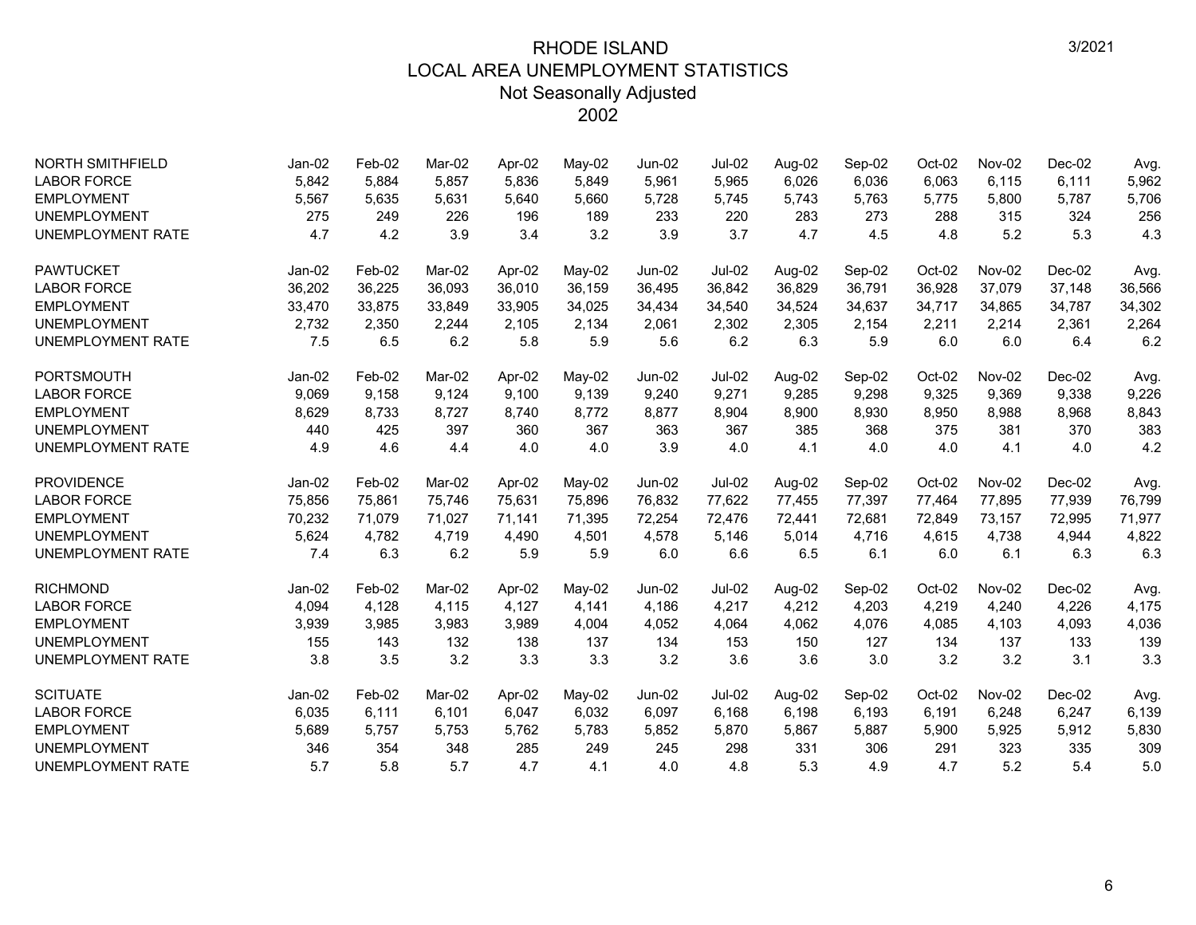# RHODE ISLAND
## LOCAL AREA UNEMPLOYMENT STATISTICS
### Not Seasonally Adjusted
### 2002

3/2021

| NORTH SMITHFIELD | Jan-02 | Feb-02 | Mar-02 | Apr-02 | May-02 | Jun-02 | Jul-02 | Aug-02 | Sep-02 | Oct-02 | Nov-02 | Dec-02 | Avg. |
|---|---|---|---|---|---|---|---|---|---|---|---|---|---|
| LABOR FORCE | 5,842 | 5,884 | 5,857 | 5,836 | 5,849 | 5,961 | 5,965 | 6,026 | 6,036 | 6,063 | 6,115 | 6,111 | 5,962 |
| EMPLOYMENT | 5,567 | 5,635 | 5,631 | 5,640 | 5,660 | 5,728 | 5,745 | 5,743 | 5,763 | 5,775 | 5,800 | 5,787 | 5,706 |
| UNEMPLOYMENT | 275 | 249 | 226 | 196 | 189 | 233 | 220 | 283 | 273 | 288 | 315 | 324 | 256 |
| UNEMPLOYMENT RATE | 4.7 | 4.2 | 3.9 | 3.4 | 3.2 | 3.9 | 3.7 | 4.7 | 4.5 | 4.8 | 5.2 | 5.3 | 4.3 |

| PAWTUCKET | Jan-02 | Feb-02 | Mar-02 | Apr-02 | May-02 | Jun-02 | Jul-02 | Aug-02 | Sep-02 | Oct-02 | Nov-02 | Dec-02 | Avg. |
|---|---|---|---|---|---|---|---|---|---|---|---|---|---|
| LABOR FORCE | 36,202 | 36,225 | 36,093 | 36,010 | 36,159 | 36,495 | 36,842 | 36,829 | 36,791 | 36,928 | 37,079 | 37,148 | 36,566 |
| EMPLOYMENT | 33,470 | 33,875 | 33,849 | 33,905 | 34,025 | 34,434 | 34,540 | 34,524 | 34,637 | 34,717 | 34,865 | 34,787 | 34,302 |
| UNEMPLOYMENT | 2,732 | 2,350 | 2,244 | 2,105 | 2,134 | 2,061 | 2,302 | 2,305 | 2,154 | 2,211 | 2,214 | 2,361 | 2,264 |
| UNEMPLOYMENT RATE | 7.5 | 6.5 | 6.2 | 5.8 | 5.9 | 5.6 | 6.2 | 6.3 | 5.9 | 6.0 | 6.0 | 6.4 | 6.2 |

| PORTSMOUTH | Jan-02 | Feb-02 | Mar-02 | Apr-02 | May-02 | Jun-02 | Jul-02 | Aug-02 | Sep-02 | Oct-02 | Nov-02 | Dec-02 | Avg. |
|---|---|---|---|---|---|---|---|---|---|---|---|---|---|
| LABOR FORCE | 9,069 | 9,158 | 9,124 | 9,100 | 9,139 | 9,240 | 9,271 | 9,285 | 9,298 | 9,325 | 9,369 | 9,338 | 9,226 |
| EMPLOYMENT | 8,629 | 8,733 | 8,727 | 8,740 | 8,772 | 8,877 | 8,904 | 8,900 | 8,930 | 8,950 | 8,988 | 8,968 | 8,843 |
| UNEMPLOYMENT | 440 | 425 | 397 | 360 | 367 | 363 | 367 | 385 | 368 | 375 | 381 | 370 | 383 |
| UNEMPLOYMENT RATE | 4.9 | 4.6 | 4.4 | 4.0 | 4.0 | 3.9 | 4.0 | 4.1 | 4.0 | 4.0 | 4.1 | 4.0 | 4.2 |

| PROVIDENCE | Jan-02 | Feb-02 | Mar-02 | Apr-02 | May-02 | Jun-02 | Jul-02 | Aug-02 | Sep-02 | Oct-02 | Nov-02 | Dec-02 | Avg. |
|---|---|---|---|---|---|---|---|---|---|---|---|---|---|
| LABOR FORCE | 75,856 | 75,861 | 75,746 | 75,631 | 75,896 | 76,832 | 77,622 | 77,455 | 77,397 | 77,464 | 77,895 | 77,939 | 76,799 |
| EMPLOYMENT | 70,232 | 71,079 | 71,027 | 71,141 | 71,395 | 72,254 | 72,476 | 72,441 | 72,681 | 72,849 | 73,157 | 72,995 | 71,977 |
| UNEMPLOYMENT | 5,624 | 4,782 | 4,719 | 4,490 | 4,501 | 4,578 | 5,146 | 5,014 | 4,716 | 4,615 | 4,738 | 4,944 | 4,822 |
| UNEMPLOYMENT RATE | 7.4 | 6.3 | 6.2 | 5.9 | 5.9 | 6.0 | 6.6 | 6.5 | 6.1 | 6.0 | 6.1 | 6.3 | 6.3 |

| RICHMOND | Jan-02 | Feb-02 | Mar-02 | Apr-02 | May-02 | Jun-02 | Jul-02 | Aug-02 | Sep-02 | Oct-02 | Nov-02 | Dec-02 | Avg. |
|---|---|---|---|---|---|---|---|---|---|---|---|---|---|
| LABOR FORCE | 4,094 | 4,128 | 4,115 | 4,127 | 4,141 | 4,186 | 4,217 | 4,212 | 4,203 | 4,219 | 4,240 | 4,226 | 4,175 |
| EMPLOYMENT | 3,939 | 3,985 | 3,983 | 3,989 | 4,004 | 4,052 | 4,064 | 4,062 | 4,076 | 4,085 | 4,103 | 4,093 | 4,036 |
| UNEMPLOYMENT | 155 | 143 | 132 | 138 | 137 | 134 | 153 | 150 | 127 | 134 | 137 | 133 | 139 |
| UNEMPLOYMENT RATE | 3.8 | 3.5 | 3.2 | 3.3 | 3.3 | 3.2 | 3.6 | 3.6 | 3.0 | 3.2 | 3.2 | 3.1 | 3.3 |

| SCITUATE | Jan-02 | Feb-02 | Mar-02 | Apr-02 | May-02 | Jun-02 | Jul-02 | Aug-02 | Sep-02 | Oct-02 | Nov-02 | Dec-02 | Avg. |
|---|---|---|---|---|---|---|---|---|---|---|---|---|---|
| LABOR FORCE | 6,035 | 6,111 | 6,101 | 6,047 | 6,032 | 6,097 | 6,168 | 6,198 | 6,193 | 6,191 | 6,248 | 6,247 | 6,139 |
| EMPLOYMENT | 5,689 | 5,757 | 5,753 | 5,762 | 5,783 | 5,852 | 5,870 | 5,867 | 5,887 | 5,900 | 5,925 | 5,912 | 5,830 |
| UNEMPLOYMENT | 346 | 354 | 348 | 285 | 249 | 245 | 298 | 331 | 306 | 291 | 323 | 335 | 309 |
| UNEMPLOYMENT RATE | 5.7 | 5.8 | 5.7 | 4.7 | 4.1 | 4.0 | 4.8 | 5.3 | 4.9 | 4.7 | 5.2 | 5.4 | 5.0 |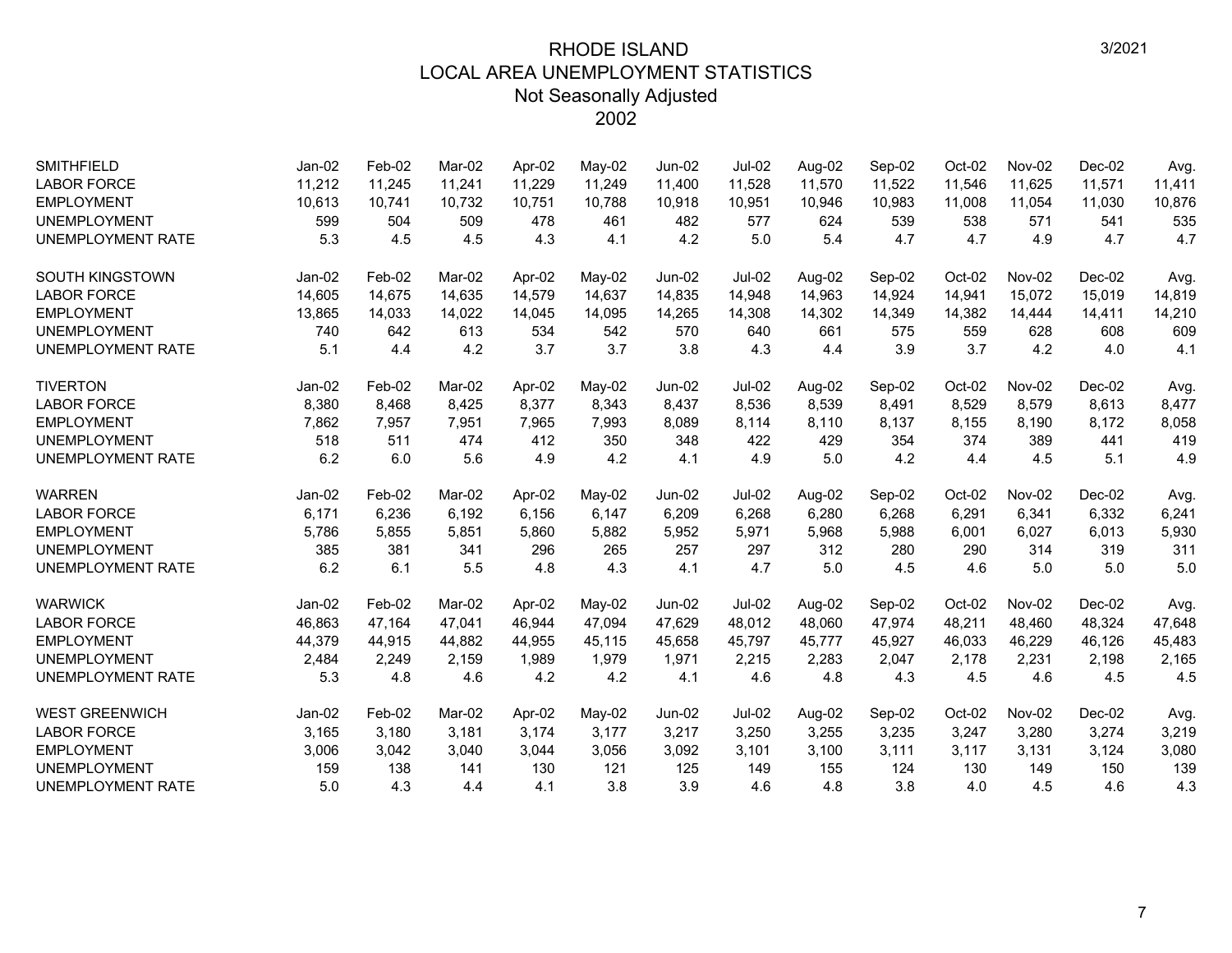# RHODE ISLAND
## LOCAL AREA UNEMPLOYMENT STATISTICS
### Not Seasonally Adjusted
### 2002

3/2021

| SMITHFIELD | Jan-02 | Feb-02 | Mar-02 | Apr-02 | May-02 | Jun-02 | Jul-02 | Aug-02 | Sep-02 | Oct-02 | Nov-02 | Dec-02 | Avg. |
|---|---|---|---|---|---|---|---|---|---|---|---|---|---|
| LABOR FORCE | 11,212 | 11,245 | 11,241 | 11,229 | 11,249 | 11,400 | 11,528 | 11,570 | 11,522 | 11,546 | 11,625 | 11,571 | 11,411 |
| EMPLOYMENT | 10,613 | 10,741 | 10,732 | 10,751 | 10,788 | 10,918 | 10,951 | 10,946 | 10,983 | 11,008 | 11,054 | 11,030 | 10,876 |
| UNEMPLOYMENT | 599 | 504 | 509 | 478 | 461 | 482 | 577 | 624 | 539 | 538 | 571 | 541 | 535 |
| UNEMPLOYMENT RATE | 5.3 | 4.5 | 4.5 | 4.3 | 4.1 | 4.2 | 5.0 | 5.4 | 4.7 | 4.7 | 4.9 | 4.7 | 4.7 |

| SOUTH KINGSTOWN | Jan-02 | Feb-02 | Mar-02 | Apr-02 | May-02 | Jun-02 | Jul-02 | Aug-02 | Sep-02 | Oct-02 | Nov-02 | Dec-02 | Avg. |
|---|---|---|---|---|---|---|---|---|---|---|---|---|---|
| LABOR FORCE | 14,605 | 14,675 | 14,635 | 14,579 | 14,637 | 14,835 | 14,948 | 14,963 | 14,924 | 14,941 | 15,072 | 15,019 | 14,819 |
| EMPLOYMENT | 13,865 | 14,033 | 14,022 | 14,045 | 14,095 | 14,265 | 14,308 | 14,302 | 14,349 | 14,382 | 14,444 | 14,411 | 14,210 |
| UNEMPLOYMENT | 740 | 642 | 613 | 534 | 542 | 570 | 640 | 661 | 575 | 559 | 628 | 608 | 609 |
| UNEMPLOYMENT RATE | 5.1 | 4.4 | 4.2 | 3.7 | 3.7 | 3.8 | 4.3 | 4.4 | 3.9 | 3.7 | 4.2 | 4.0 | 4.1 |

| TIVERTON | Jan-02 | Feb-02 | Mar-02 | Apr-02 | May-02 | Jun-02 | Jul-02 | Aug-02 | Sep-02 | Oct-02 | Nov-02 | Dec-02 | Avg. |
|---|---|---|---|---|---|---|---|---|---|---|---|---|---|
| LABOR FORCE | 8,380 | 8,468 | 8,425 | 8,377 | 8,343 | 8,437 | 8,536 | 8,539 | 8,491 | 8,529 | 8,579 | 8,613 | 8,477 |
| EMPLOYMENT | 7,862 | 7,957 | 7,951 | 7,965 | 7,993 | 8,089 | 8,114 | 8,110 | 8,137 | 8,155 | 8,190 | 8,172 | 8,058 |
| UNEMPLOYMENT | 518 | 511 | 474 | 412 | 350 | 348 | 422 | 429 | 354 | 374 | 389 | 441 | 419 |
| UNEMPLOYMENT RATE | 6.2 | 6.0 | 5.6 | 4.9 | 4.2 | 4.1 | 4.9 | 5.0 | 4.2 | 4.4 | 4.5 | 5.1 | 4.9 |

| WARREN | Jan-02 | Feb-02 | Mar-02 | Apr-02 | May-02 | Jun-02 | Jul-02 | Aug-02 | Sep-02 | Oct-02 | Nov-02 | Dec-02 | Avg. |
|---|---|---|---|---|---|---|---|---|---|---|---|---|---|
| LABOR FORCE | 6,171 | 6,236 | 6,192 | 6,156 | 6,147 | 6,209 | 6,268 | 6,280 | 6,268 | 6,291 | 6,341 | 6,332 | 6,241 |
| EMPLOYMENT | 5,786 | 5,855 | 5,851 | 5,860 | 5,882 | 5,952 | 5,971 | 5,968 | 5,988 | 6,001 | 6,027 | 6,013 | 5,930 |
| UNEMPLOYMENT | 385 | 381 | 341 | 296 | 265 | 257 | 297 | 312 | 280 | 290 | 314 | 319 | 311 |
| UNEMPLOYMENT RATE | 6.2 | 6.1 | 5.5 | 4.8 | 4.3 | 4.1 | 4.7 | 5.0 | 4.5 | 4.6 | 5.0 | 5.0 | 5.0 |

| WARWICK | Jan-02 | Feb-02 | Mar-02 | Apr-02 | May-02 | Jun-02 | Jul-02 | Aug-02 | Sep-02 | Oct-02 | Nov-02 | Dec-02 | Avg. |
|---|---|---|---|---|---|---|---|---|---|---|---|---|---|
| LABOR FORCE | 46,863 | 47,164 | 47,041 | 46,944 | 47,094 | 47,629 | 48,012 | 48,060 | 47,974 | 48,211 | 48,460 | 48,324 | 47,648 |
| EMPLOYMENT | 44,379 | 44,915 | 44,882 | 44,955 | 45,115 | 45,658 | 45,797 | 45,777 | 45,927 | 46,033 | 46,229 | 46,126 | 45,483 |
| UNEMPLOYMENT | 2,484 | 2,249 | 2,159 | 1,989 | 1,979 | 1,971 | 2,215 | 2,283 | 2,047 | 2,178 | 2,231 | 2,198 | 2,165 |
| UNEMPLOYMENT RATE | 5.3 | 4.8 | 4.6 | 4.2 | 4.2 | 4.1 | 4.6 | 4.8 | 4.3 | 4.5 | 4.6 | 4.5 | 4.5 |

| WEST GREENWICH | Jan-02 | Feb-02 | Mar-02 | Apr-02 | May-02 | Jun-02 | Jul-02 | Aug-02 | Sep-02 | Oct-02 | Nov-02 | Dec-02 | Avg. |
|---|---|---|---|---|---|---|---|---|---|---|---|---|---|
| LABOR FORCE | 3,165 | 3,180 | 3,181 | 3,174 | 3,177 | 3,217 | 3,250 | 3,255 | 3,235 | 3,247 | 3,280 | 3,274 | 3,219 |
| EMPLOYMENT | 3,006 | 3,042 | 3,040 | 3,044 | 3,056 | 3,092 | 3,101 | 3,100 | 3,111 | 3,117 | 3,131 | 3,124 | 3,080 |
| UNEMPLOYMENT | 159 | 138 | 141 | 130 | 121 | 125 | 149 | 155 | 124 | 130 | 149 | 150 | 139 |
| UNEMPLOYMENT RATE | 5.0 | 4.3 | 4.4 | 4.1 | 3.8 | 3.9 | 4.6 | 4.8 | 3.8 | 4.0 | 4.5 | 4.6 | 4.3 |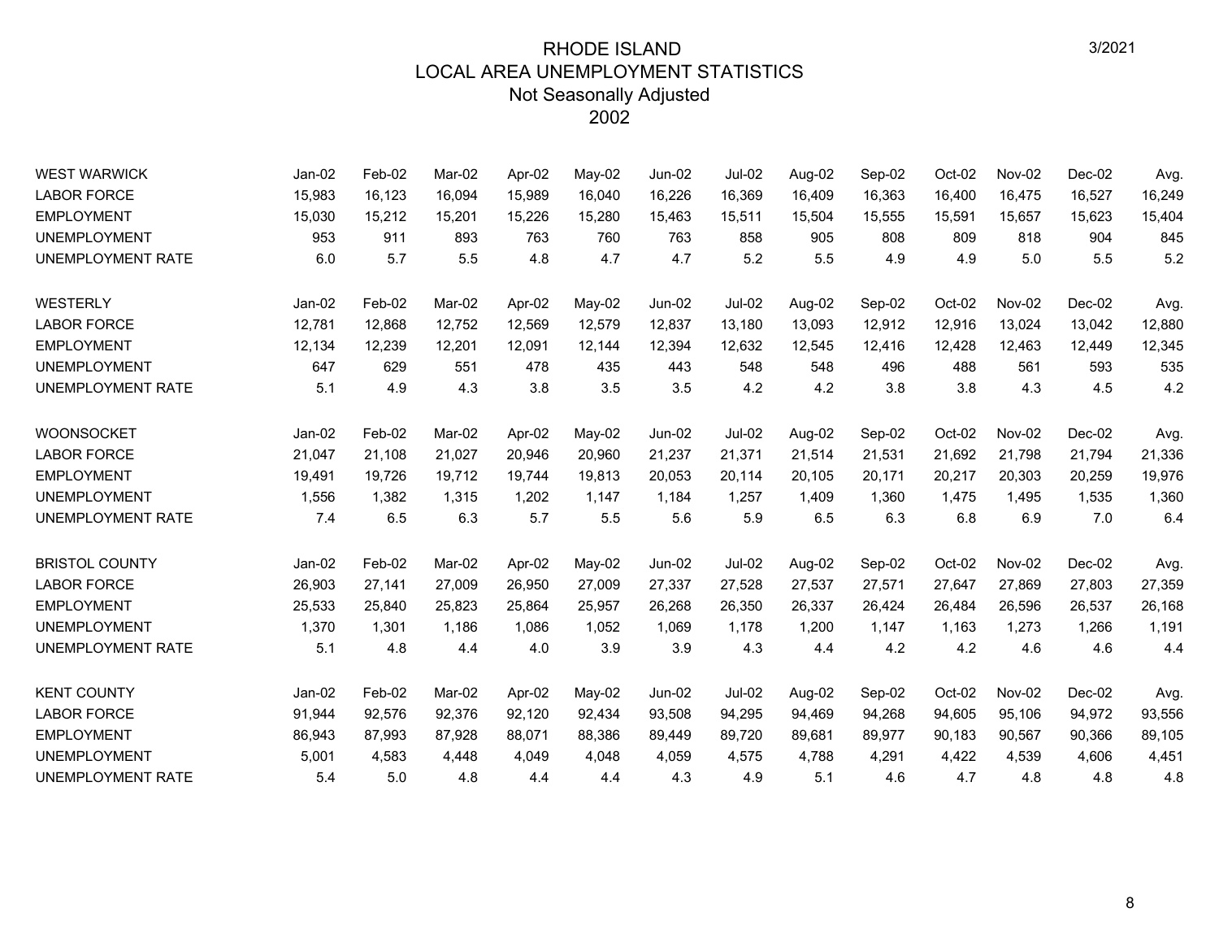# RHODE ISLAND
## LOCAL AREA UNEMPLOYMENT STATISTICS
### Not Seasonally Adjusted
### 2002

3/2021

| WEST WARWICK | Jan-02 | Feb-02 | Mar-02 | Apr-02 | May-02 | Jun-02 | Jul-02 | Aug-02 | Sep-02 | Oct-02 | Nov-02 | Dec-02 | Avg. |
|---|---|---|---|---|---|---|---|---|---|---|---|---|---|
| LABOR FORCE | 15,983 | 16,123 | 16,094 | 15,989 | 16,040 | 16,226 | 16,369 | 16,409 | 16,363 | 16,400 | 16,475 | 16,527 | 16,249 |
| EMPLOYMENT | 15,030 | 15,212 | 15,201 | 15,226 | 15,280 | 15,463 | 15,511 | 15,504 | 15,555 | 15,591 | 15,657 | 15,623 | 15,404 |
| UNEMPLOYMENT | 953 | 911 | 893 | 763 | 760 | 763 | 858 | 905 | 808 | 809 | 818 | 904 | 845 |
| UNEMPLOYMENT RATE | 6.0 | 5.7 | 5.5 | 4.8 | 4.7 | 4.7 | 5.2 | 5.5 | 4.9 | 4.9 | 5.0 | 5.5 | 5.2 |

| WESTERLY | Jan-02 | Feb-02 | Mar-02 | Apr-02 | May-02 | Jun-02 | Jul-02 | Aug-02 | Sep-02 | Oct-02 | Nov-02 | Dec-02 | Avg. |
|---|---|---|---|---|---|---|---|---|---|---|---|---|---|
| LABOR FORCE | 12,781 | 12,868 | 12,752 | 12,569 | 12,579 | 12,837 | 13,180 | 13,093 | 12,912 | 12,916 | 13,024 | 13,042 | 12,880 |
| EMPLOYMENT | 12,134 | 12,239 | 12,201 | 12,091 | 12,144 | 12,394 | 12,632 | 12,545 | 12,416 | 12,428 | 12,463 | 12,449 | 12,345 |
| UNEMPLOYMENT | 647 | 629 | 551 | 478 | 435 | 443 | 548 | 548 | 496 | 488 | 561 | 593 | 535 |
| UNEMPLOYMENT RATE | 5.1 | 4.9 | 4.3 | 3.8 | 3.5 | 3.5 | 4.2 | 4.2 | 3.8 | 3.8 | 4.3 | 4.5 | 4.2 |

| WOONSOCKET | Jan-02 | Feb-02 | Mar-02 | Apr-02 | May-02 | Jun-02 | Jul-02 | Aug-02 | Sep-02 | Oct-02 | Nov-02 | Dec-02 | Avg. |
|---|---|---|---|---|---|---|---|---|---|---|---|---|---|
| LABOR FORCE | 21,047 | 21,108 | 21,027 | 20,946 | 20,960 | 21,237 | 21,371 | 21,514 | 21,531 | 21,692 | 21,798 | 21,794 | 21,336 |
| EMPLOYMENT | 19,491 | 19,726 | 19,712 | 19,744 | 19,813 | 20,053 | 20,114 | 20,105 | 20,171 | 20,217 | 20,303 | 20,259 | 19,976 |
| UNEMPLOYMENT | 1,556 | 1,382 | 1,315 | 1,202 | 1,147 | 1,184 | 1,257 | 1,409 | 1,360 | 1,475 | 1,495 | 1,535 | 1,360 |
| UNEMPLOYMENT RATE | 7.4 | 6.5 | 6.3 | 5.7 | 5.5 | 5.6 | 5.9 | 6.5 | 6.3 | 6.8 | 6.9 | 7.0 | 6.4 |

| BRISTOL COUNTY | Jan-02 | Feb-02 | Mar-02 | Apr-02 | May-02 | Jun-02 | Jul-02 | Aug-02 | Sep-02 | Oct-02 | Nov-02 | Dec-02 | Avg. |
|---|---|---|---|---|---|---|---|---|---|---|---|---|---|
| LABOR FORCE | 26,903 | 27,141 | 27,009 | 26,950 | 27,009 | 27,337 | 27,528 | 27,537 | 27,571 | 27,647 | 27,869 | 27,803 | 27,359 |
| EMPLOYMENT | 25,533 | 25,840 | 25,823 | 25,864 | 25,957 | 26,268 | 26,350 | 26,337 | 26,424 | 26,484 | 26,596 | 26,537 | 26,168 |
| UNEMPLOYMENT | 1,370 | 1,301 | 1,186 | 1,086 | 1,052 | 1,069 | 1,178 | 1,200 | 1,147 | 1,163 | 1,273 | 1,266 | 1,191 |
| UNEMPLOYMENT RATE | 5.1 | 4.8 | 4.4 | 4.0 | 3.9 | 3.9 | 4.3 | 4.4 | 4.2 | 4.2 | 4.6 | 4.6 | 4.4 |

| KENT COUNTY | Jan-02 | Feb-02 | Mar-02 | Apr-02 | May-02 | Jun-02 | Jul-02 | Aug-02 | Sep-02 | Oct-02 | Nov-02 | Dec-02 | Avg. |
|---|---|---|---|---|---|---|---|---|---|---|---|---|---|
| LABOR FORCE | 91,944 | 92,576 | 92,376 | 92,120 | 92,434 | 93,508 | 94,295 | 94,469 | 94,268 | 94,605 | 95,106 | 94,972 | 93,556 |
| EMPLOYMENT | 86,943 | 87,993 | 87,928 | 88,071 | 88,386 | 89,449 | 89,720 | 89,681 | 89,977 | 90,183 | 90,567 | 90,366 | 89,105 |
| UNEMPLOYMENT | 5,001 | 4,583 | 4,448 | 4,049 | 4,048 | 4,059 | 4,575 | 4,788 | 4,291 | 4,422 | 4,539 | 4,606 | 4,451 |
| UNEMPLOYMENT RATE | 5.4 | 5.0 | 4.8 | 4.4 | 4.4 | 4.3 | 4.9 | 5.1 | 4.6 | 4.7 | 4.8 | 4.8 | 4.8 |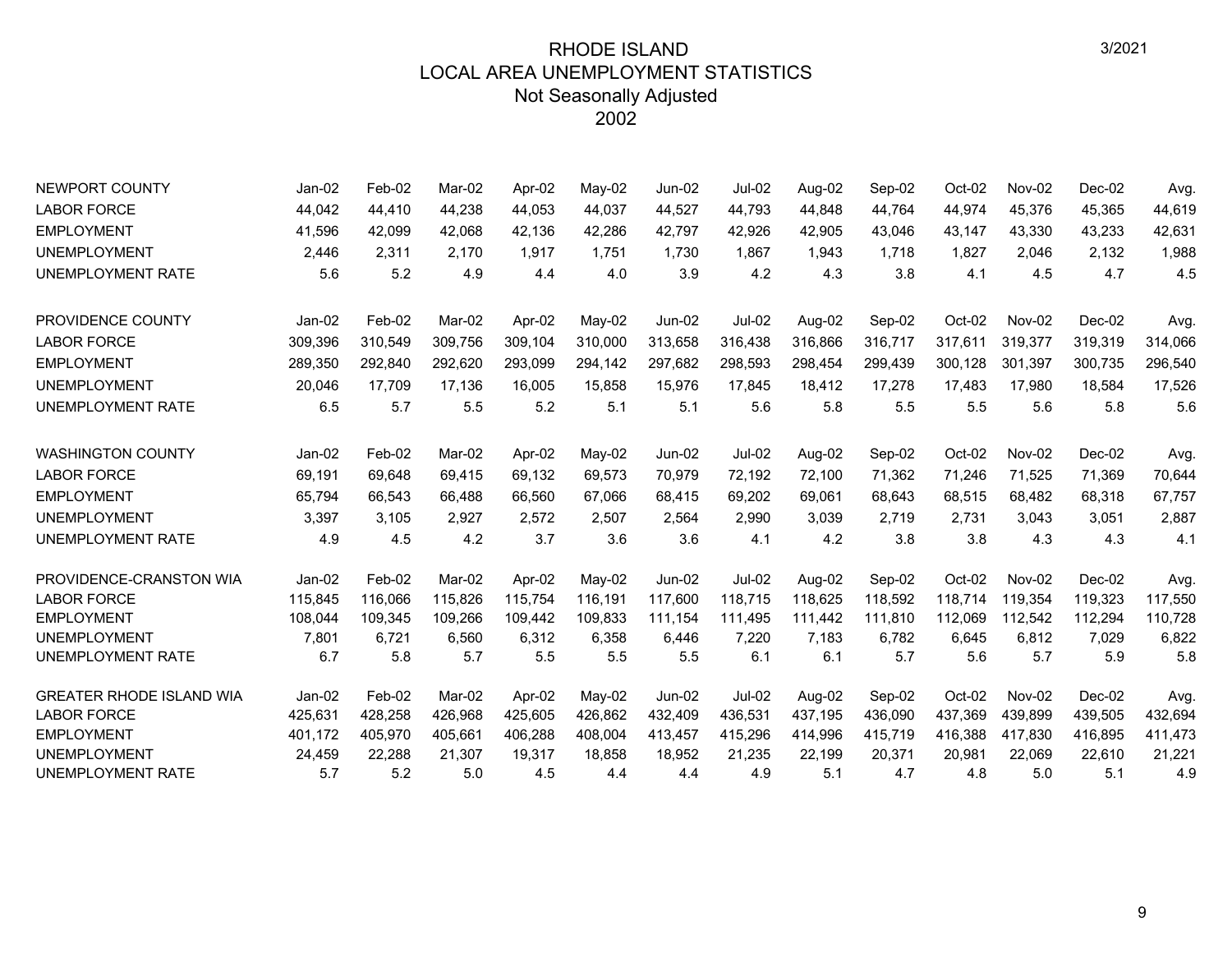# RHODE ISLAND
## LOCAL AREA UNEMPLOYMENT STATISTICS
### Not Seasonally Adjusted
### 2002

3/2021

| NEWPORT COUNTY | Jan-02 | Feb-02 | Mar-02 | Apr-02 | May-02 | Jun-02 | Jul-02 | Aug-02 | Sep-02 | Oct-02 | Nov-02 | Dec-02 | Avg. |
|---|---|---|---|---|---|---|---|---|---|---|---|---|---|
| LABOR FORCE | 44,042 | 44,410 | 44,238 | 44,053 | 44,037 | 44,527 | 44,793 | 44,848 | 44,764 | 44,974 | 45,376 | 45,365 | 44,619 |
| EMPLOYMENT | 41,596 | 42,099 | 42,068 | 42,136 | 42,286 | 42,797 | 42,926 | 42,905 | 43,046 | 43,147 | 43,330 | 43,233 | 42,631 |
| UNEMPLOYMENT | 2,446 | 2,311 | 2,170 | 1,917 | 1,751 | 1,730 | 1,867 | 1,943 | 1,718 | 1,827 | 2,046 | 2,132 | 1,988 |
| UNEMPLOYMENT RATE | 5.6 | 5.2 | 4.9 | 4.4 | 4.0 | 3.9 | 4.2 | 4.3 | 3.8 | 4.1 | 4.5 | 4.7 | 4.5 |

| PROVIDENCE COUNTY | Jan-02 | Feb-02 | Mar-02 | Apr-02 | May-02 | Jun-02 | Jul-02 | Aug-02 | Sep-02 | Oct-02 | Nov-02 | Dec-02 | Avg. |
|---|---|---|---|---|---|---|---|---|---|---|---|---|---|
| LABOR FORCE | 309,396 | 310,549 | 309,756 | 309,104 | 310,000 | 313,658 | 316,438 | 316,866 | 316,717 | 317,611 | 319,377 | 319,319 | 314,066 |
| EMPLOYMENT | 289,350 | 292,840 | 292,620 | 293,099 | 294,142 | 297,682 | 298,593 | 298,454 | 299,439 | 300,128 | 301,397 | 300,735 | 296,540 |
| UNEMPLOYMENT | 20,046 | 17,709 | 17,136 | 16,005 | 15,858 | 15,976 | 17,845 | 18,412 | 17,278 | 17,483 | 17,980 | 18,584 | 17,526 |
| UNEMPLOYMENT RATE | 6.5 | 5.7 | 5.5 | 5.2 | 5.1 | 5.1 | 5.6 | 5.8 | 5.5 | 5.5 | 5.6 | 5.8 | 5.6 |

| WASHINGTON COUNTY | Jan-02 | Feb-02 | Mar-02 | Apr-02 | May-02 | Jun-02 | Jul-02 | Aug-02 | Sep-02 | Oct-02 | Nov-02 | Dec-02 | Avg. |
|---|---|---|---|---|---|---|---|---|---|---|---|---|---|
| LABOR FORCE | 69,191 | 69,648 | 69,415 | 69,132 | 69,573 | 70,979 | 72,192 | 72,100 | 71,362 | 71,246 | 71,525 | 71,369 | 70,644 |
| EMPLOYMENT | 65,794 | 66,543 | 66,488 | 66,560 | 67,066 | 68,415 | 69,202 | 69,061 | 68,643 | 68,515 | 68,482 | 68,318 | 67,757 |
| UNEMPLOYMENT | 3,397 | 3,105 | 2,927 | 2,572 | 2,507 | 2,564 | 2,990 | 3,039 | 2,719 | 2,731 | 3,043 | 3,051 | 2,887 |
| UNEMPLOYMENT RATE | 4.9 | 4.5 | 4.2 | 3.7 | 3.6 | 3.6 | 4.1 | 4.2 | 3.8 | 3.8 | 4.3 | 4.3 | 4.1 |

| PROVIDENCE-CRANSTON WIA | Jan-02 | Feb-02 | Mar-02 | Apr-02 | May-02 | Jun-02 | Jul-02 | Aug-02 | Sep-02 | Oct-02 | Nov-02 | Dec-02 | Avg. |
|---|---|---|---|---|---|---|---|---|---|---|---|---|---|
| LABOR FORCE | 115,845 | 116,066 | 115,826 | 115,754 | 116,191 | 117,600 | 118,715 | 118,625 | 118,592 | 118,714 | 119,354 | 119,323 | 117,550 |
| EMPLOYMENT | 108,044 | 109,345 | 109,266 | 109,442 | 109,833 | 111,154 | 111,495 | 111,442 | 111,810 | 112,069 | 112,542 | 112,294 | 110,728 |
| UNEMPLOYMENT | 7,801 | 6,721 | 6,560 | 6,312 | 6,358 | 6,446 | 7,220 | 7,183 | 6,782 | 6,645 | 6,812 | 7,029 | 6,822 |
| UNEMPLOYMENT RATE | 6.7 | 5.8 | 5.7 | 5.5 | 5.5 | 5.5 | 6.1 | 6.1 | 5.7 | 5.6 | 5.7 | 5.9 | 5.8 |

| GREATER RHODE ISLAND WIA | Jan-02 | Feb-02 | Mar-02 | Apr-02 | May-02 | Jun-02 | Jul-02 | Aug-02 | Sep-02 | Oct-02 | Nov-02 | Dec-02 | Avg. |
|---|---|---|---|---|---|---|---|---|---|---|---|---|---|
| LABOR FORCE | 425,631 | 428,258 | 426,968 | 425,605 | 426,862 | 432,409 | 436,531 | 437,195 | 436,090 | 437,369 | 439,899 | 439,505 | 432,694 |
| EMPLOYMENT | 401,172 | 405,970 | 405,661 | 406,288 | 408,004 | 413,457 | 415,296 | 414,996 | 415,719 | 416,388 | 417,830 | 416,895 | 411,473 |
| UNEMPLOYMENT | 24,459 | 22,288 | 21,307 | 19,317 | 18,858 | 18,952 | 21,235 | 22,199 | 20,371 | 20,981 | 22,069 | 22,610 | 21,221 |
| UNEMPLOYMENT RATE | 5.7 | 5.2 | 5.0 | 4.5 | 4.4 | 4.4 | 4.9 | 5.1 | 4.7 | 4.8 | 5.0 | 5.1 | 4.9 |